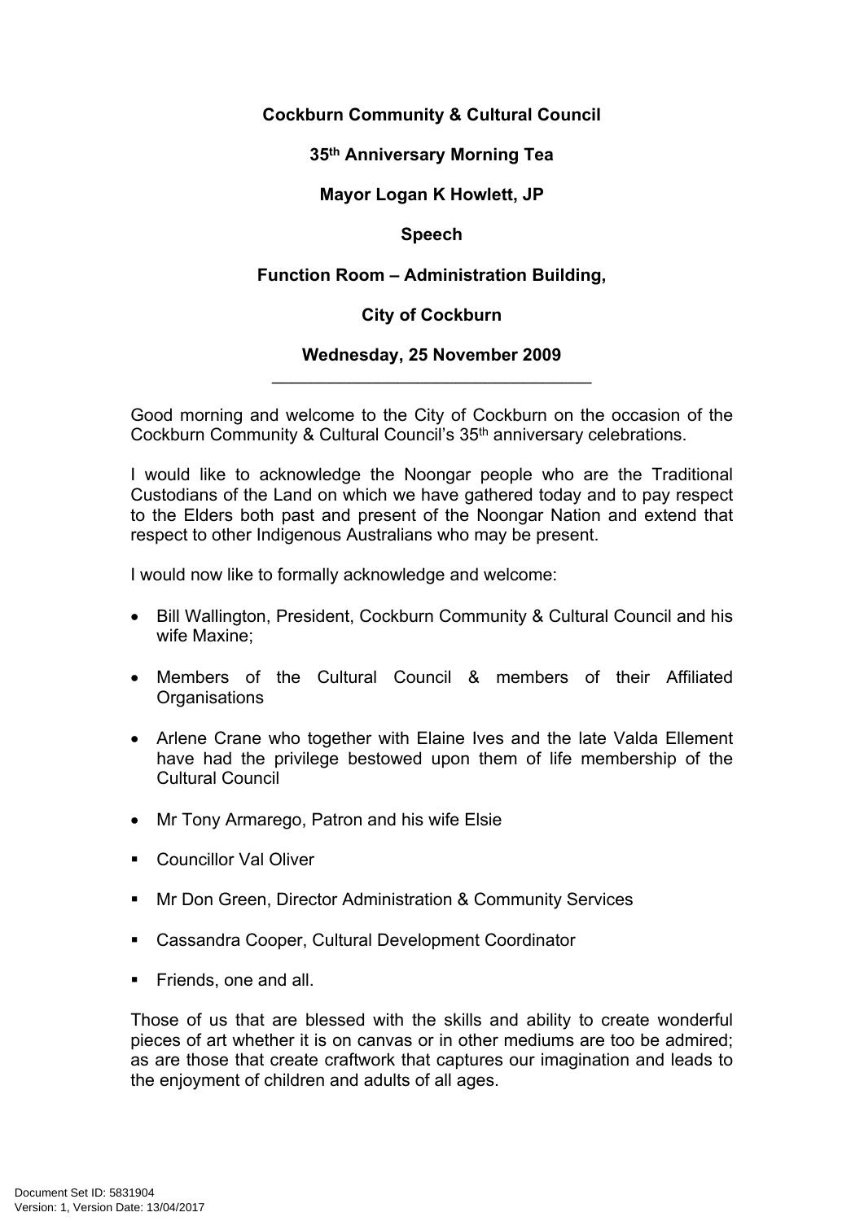**Cockburn Community & Cultural Council**

**35th Anniversary Morning Tea**

**Mayor Logan K Howlett, JP**

**Speech**

**Function Room – Administration Building,**

**City of Cockburn**

**Wednesday, 25 November 2009**

---

Good morning and welcome to the City of Cockburn on the occasion of the Cockburn Community & Cultural Council's 35th anniversary celebrations.

I would like to acknowledge the Noongar people who are the Traditional Custodians of the Land on which we have gathered today and to pay respect to the Elders both past and present of the Noongar Nation and extend that respect to other Indigenous Australians who may be present.

I would now like to formally acknowledge and welcome:

- Bill Wallington, President, Cockburn Community & Cultural Council and his wife Maxine;
- Members of the Cultural Council & members of their Affiliated Organisations
- Arlene Crane who together with Elaine Ives and the late Valda Ellement have had the privilege bestowed upon them of life membership of the Cultural Council
- Mr Tony Armarego, Patron and his wife Elsie
- Councillor Val Oliver
- Mr Don Green, Director Administration & Community Services
- Cassandra Cooper, Cultural Development Coordinator
- Friends, one and all.

Those of us that are blessed with the skills and ability to create wonderful pieces of art whether it is on canvas or in other mediums are too be admired; as are those that create craftwork that captures our imagination and leads to the enjoyment of children and adults of all ages.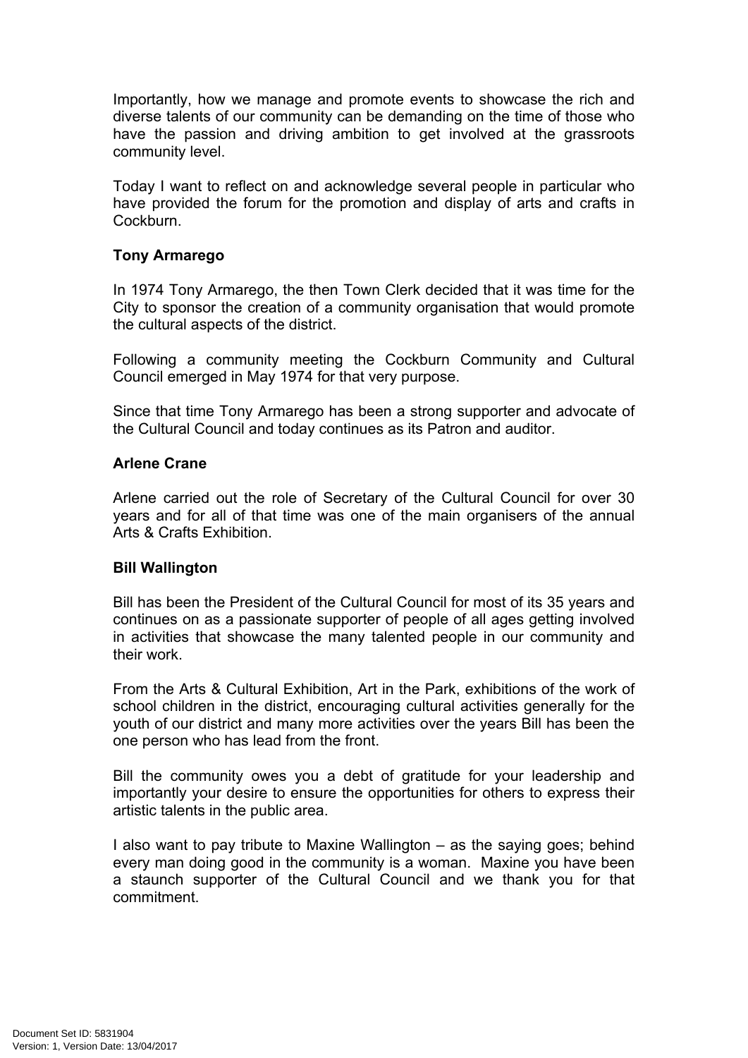Importantly, how we manage and promote events to showcase the rich and diverse talents of our community can be demanding on the time of those who have the passion and driving ambition to get involved at the grassroots community level.

Today I want to reflect on and acknowledge several people in particular who have provided the forum for the promotion and display of arts and crafts in Cockburn.

**Tony Armarego**

In 1974 Tony Armarego, the then Town Clerk decided that it was time for the City to sponsor the creation of a community organisation that would promote the cultural aspects of the district.

Following a community meeting the Cockburn Community and Cultural Council emerged in May 1974 for that very purpose.

Since that time Tony Armarego has been a strong supporter and advocate of the Cultural Council and today continues as its Patron and auditor.

**Arlene Crane**

Arlene carried out the role of Secretary of the Cultural Council for over 30 years and for all of that time was one of the main organisers of the annual Arts & Crafts Exhibition.

**Bill Wallington**

Bill has been the President of the Cultural Council for most of its 35 years and continues on as a passionate supporter of people of all ages getting involved in activities that showcase the many talented people in our community and their work.

From the Arts & Cultural Exhibition, Art in the Park, exhibitions of the work of school children in the district, encouraging cultural activities generally for the youth of our district and many more activities over the years Bill has been the one person who has lead from the front.

Bill the community owes you a debt of gratitude for your leadership and importantly your desire to ensure the opportunities for others to express their artistic talents in the public area.

I also want to pay tribute to Maxine Wallington – as the saying goes; behind every man doing good in the community is a woman. Maxine you have been a staunch supporter of the Cultural Council and we thank you for that commitment.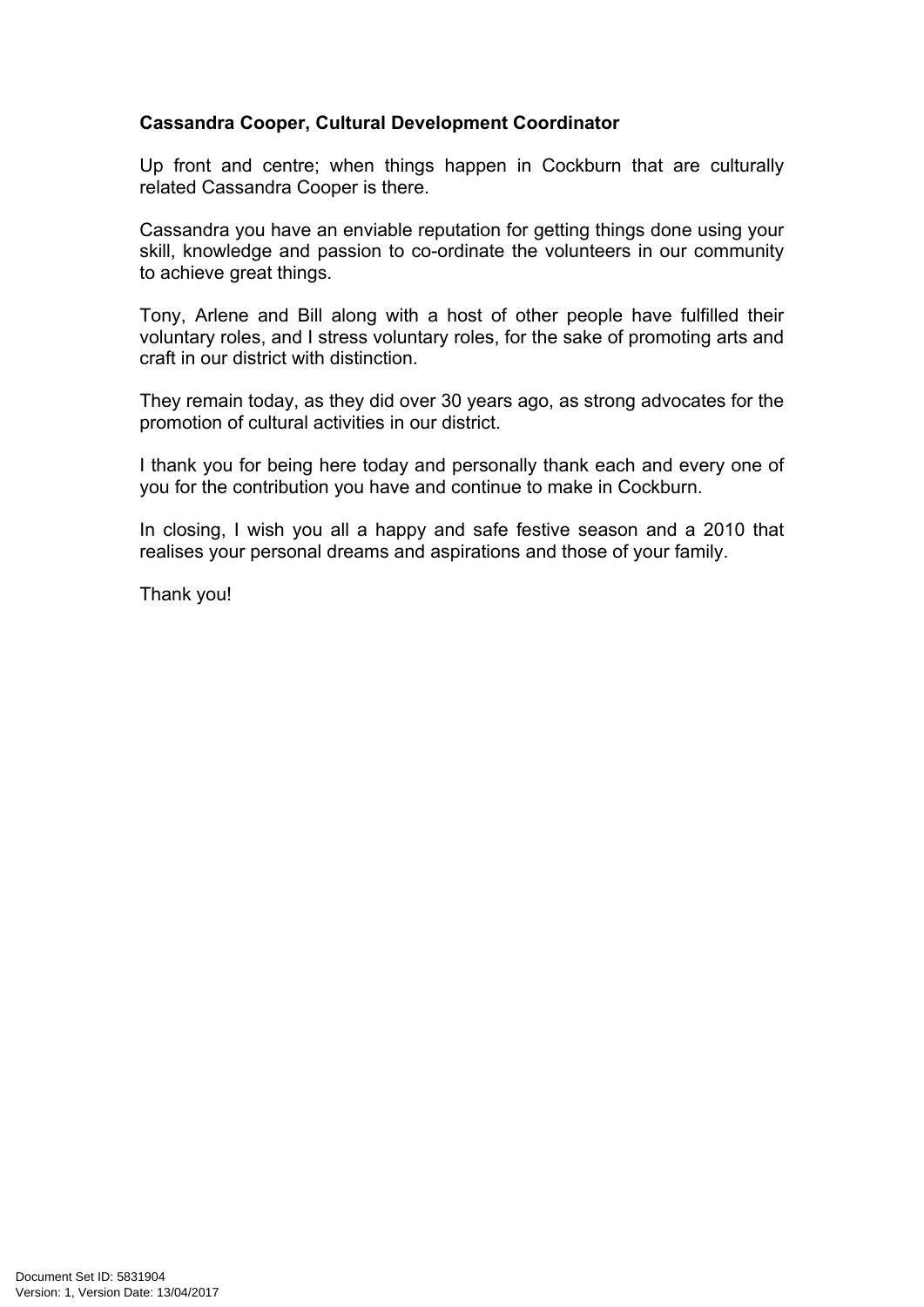**Cassandra Cooper, Cultural Development Coordinator**

Up front and centre; when things happen in Cockburn that are culturally related Cassandra Cooper is there.

Cassandra you have an enviable reputation for getting things done using your skill, knowledge and passion to co-ordinate the volunteers in our community to achieve great things.

Tony, Arlene and Bill along with a host of other people have fulfilled their voluntary roles, and I stress voluntary roles, for the sake of promoting arts and craft in our district with distinction.

They remain today, as they did over 30 years ago, as strong advocates for the promotion of cultural activities in our district.

I thank you for being here today and personally thank each and every one of you for the contribution you have and continue to make in Cockburn.

In closing, I wish you all a happy and safe festive season and a 2010 that realises your personal dreams and aspirations and those of your family.

Thank you!